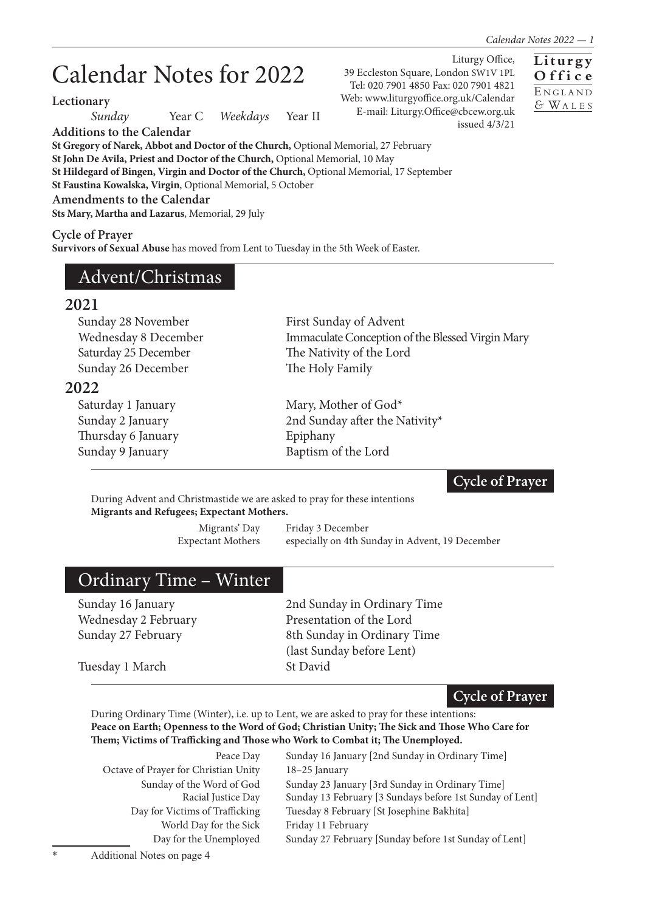# Calendar Notes for 2022

Liturgy Office,
39 Eccleston Square, London SW1V 1PL
Tel: 020 7901 4850 Fax: 020 7901 4821
Web: www.liturgyoffice.org.uk/Calendar
E-mail: Liturgy.Office@cbcew.org.uk
issued 4/3/21

**Liturgy Office**
England & Wales

### Lectionary

*Sunday* Year C *Weekdays* Year II

### Additions to the Calendar

**St Gregory of Narek, Abbot and Doctor of the Church,** Optional Memorial, 27 February
**St John De Avila, Priest and Doctor of the Church,** Optional Memorial, 10 May
**St Hildegard of Bingen, Virgin and Doctor of the Church,** Optional Memorial, 17 September
**St Faustina Kowalska, Virgin**, Optional Memorial, 5 October

### Amendments to the Calendar

**Sts Mary, Martha and Lazarus**, Memorial, 29 July

### Cycle of Prayer

**Survivors of Sexual Abuse** has moved from Lent to Tuesday in the 5th Week of Easter.

## Advent/Christmas

### 2021

| | |
|---|---|
| Sunday 28 November | First Sunday of Advent |
| Wednesday 8 December | Immaculate Conception of the Blessed Virgin Mary |
| Saturday 25 December | The Nativity of the Lord |
| Sunday 26 December | The Holy Family |

### 2022

| | |
|---|---|
| Saturday 1 January | Mary, Mother of God* |
| Sunday 2 January | 2nd Sunday after the Nativity* |
| Thursday 6 January | Epiphany |
| Sunday 9 January | Baptism of the Lord |

#### Cycle of Prayer

During Advent and Christmastide we are asked to pray for these intentions
**Migrants and Refugees; Expectant Mothers.**

| | |
|---|---|
| Migrants' Day | Friday 3 December |
| Expectant Mothers | especially on 4th Sunday in Advent, 19 December |

## Ordinary Time – Winter

| | |
|---|---|
| Sunday 16 January | 2nd Sunday in Ordinary Time |
| Wednesday 2 February | Presentation of the Lord |
| Sunday 27 February | 8th Sunday in Ordinary Time (last Sunday before Lent) |
| Tuesday 1 March | St David |

#### Cycle of Prayer

During Ordinary Time (Winter), i.e. up to Lent, we are asked to pray for these intentions:
**Peace on Earth; Openness to the Word of God; Christian Unity; The Sick and Those Who Care for Them; Victims of Trafficking and Those who Work to Combat it; The Unemployed.**

| | |
|---|---|
| Peace Day | Sunday 16 January [2nd Sunday in Ordinary Time] |
| Octave of Prayer for Christian Unity | 18–25 January |
| Sunday of the Word of God | Sunday 23 January [3rd Sunday in Ordinary Time] |
| Racial Justice Day | Sunday 13 February [3 Sundays before 1st Sunday of Lent] |
| Day for Victims of Trafficking | Tuesday 8 February [St Josephine Bakhita] |
| World Day for the Sick | Friday 11 February |
| Day for the Unemployed | Sunday 27 February [Sunday before 1st Sunday of Lent] |

* Additional Notes on page 4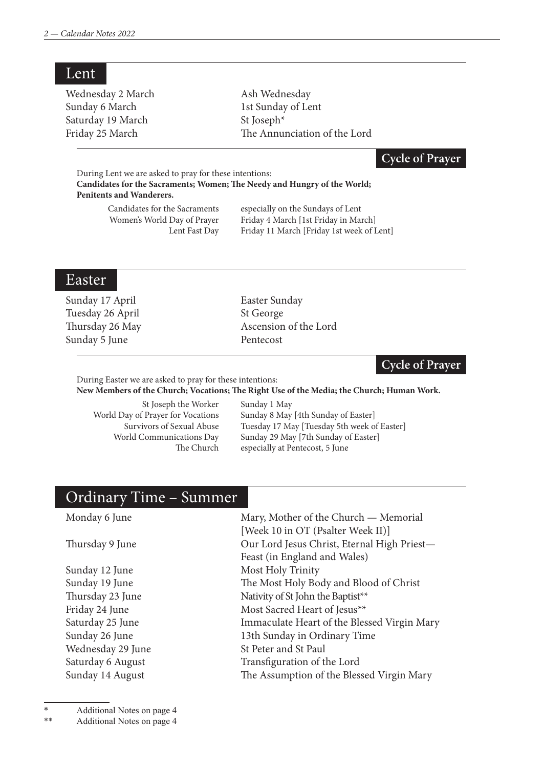## Lent

| | |
|---|---|
| Wednesday 2 March | Ash Wednesday |
| Sunday 6 March | 1st Sunday of Lent |
| Saturday 19 March | St Joseph* |
| Friday 25 March | The Annunciation of the Lord |

### Cycle of Prayer

During Lent we are asked to pray for these intentions:
**Candidates for the Sacraments; Women; The Needy and Hungry of the World; Penitents and Wanderers.**

| | |
|---|---|
| Candidates for the Sacraments | especially on the Sundays of Lent |
| Women's World Day of Prayer | Friday 4 March [1st Friday in March] |
| Lent Fast Day | Friday 11 March [Friday 1st week of Lent] |

## Easter

| | |
|---|---|
| Sunday 17 April | Easter Sunday |
| Tuesday 26 April | St George |
| Thursday 26 May | Ascension of the Lord |
| Sunday 5 June | Pentecost |

### Cycle of Prayer

During Easter we are asked to pray for these intentions:
**New Members of the Church; Vocations; The Right Use of the Media; the Church; Human Work.**

| | |
|---|---|
| St Joseph the Worker | Sunday 1 May |
| World Day of Prayer for Vocations | Sunday 8 May [4th Sunday of Easter] |
| Survivors of Sexual Abuse | Tuesday 17 May [Tuesday 5th week of Easter] |
| World Communications Day | Sunday 29 May [7th Sunday of Easter] |
| The Church | especially at Pentecost, 5 June |

## Ordinary Time – Summer

| | |
|---|---|
| Monday 6 June | Mary, Mother of the Church — Memorial [Week 10 in OT (Psalter Week II)] |
| Thursday 9 June | Our Lord Jesus Christ, Eternal High Priest— Feast (in England and Wales) |
| Sunday 12 June | Most Holy Trinity |
| Sunday 19 June | The Most Holy Body and Blood of Christ |
| Thursday 23 June | Nativity of St John the Baptist** |
| Friday 24 June | Most Sacred Heart of Jesus** |
| Saturday 25 June | Immaculate Heart of the Blessed Virgin Mary |
| Sunday 26 June | 13th Sunday in Ordinary Time |
| Wednesday 29 June | St Peter and St Paul |
| Saturday 6 August | Transfiguration of the Lord |
| Sunday 14 August | The Assumption of the Blessed Virgin Mary |

\* Additional Notes on page 4

** Additional Notes on page 4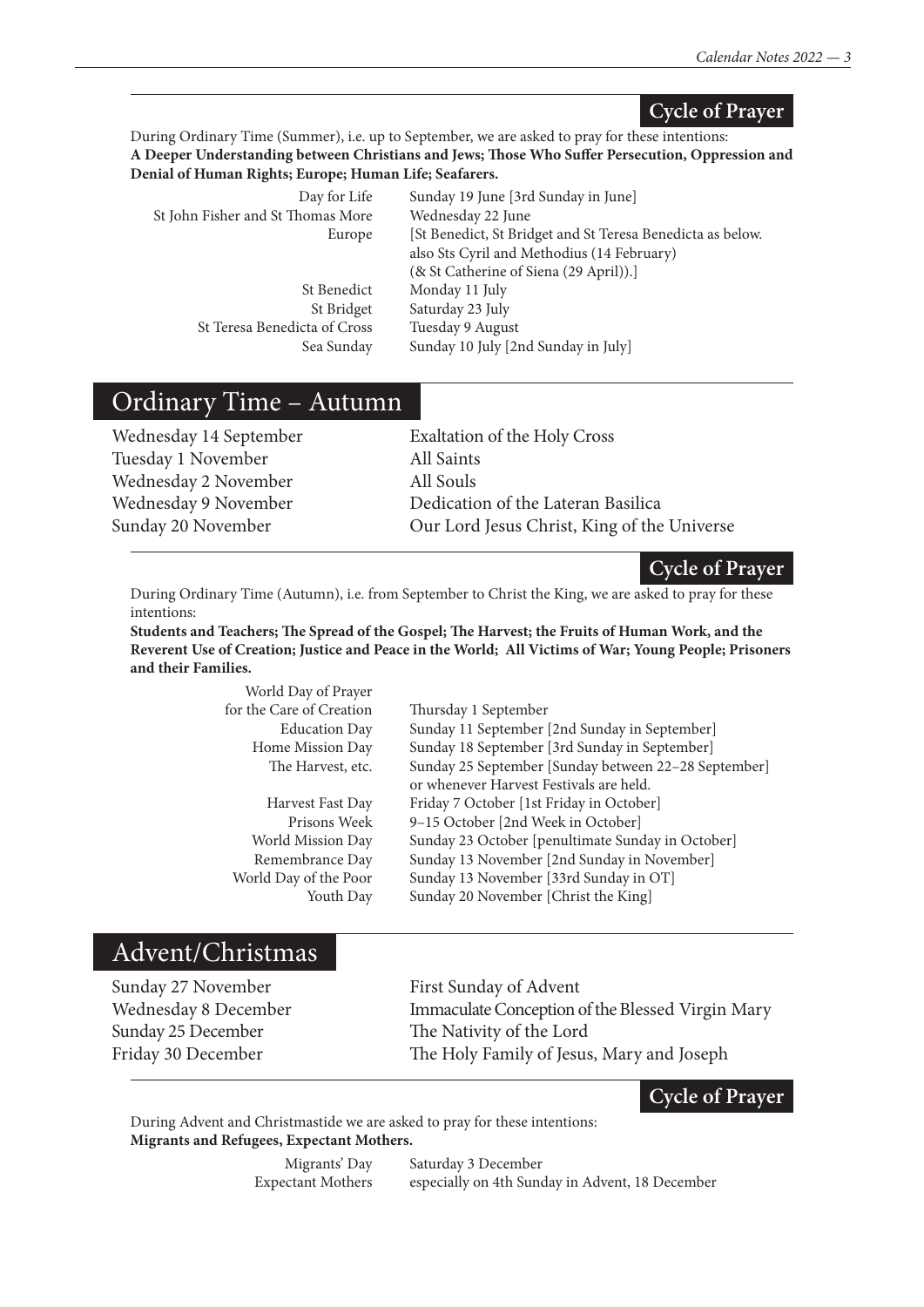### Cycle of Prayer

During Ordinary Time (Summer), i.e. up to September, we are asked to pray for these intentions:
**A Deeper Understanding between Christians and Jews; Those Who Suffer Persecution, Oppression and Denial of Human Rights; Europe; Human Life; Seafarers.**

| | |
|---|---|
| Day for Life | Sunday 19 June [3rd Sunday in June] |
| St John Fisher and St Thomas More | Wednesday 22 June |
| Europe | [St Benedict, St Bridget and St Teresa Benedicta as below. also Sts Cyril and Methodius (14 February) (& St Catherine of Siena (29 April)).] |
| St Benedict | Monday 11 July |
| St Bridget | Saturday 23 July |
| St Teresa Benedicta of Cross | Tuesday 9 August |
| Sea Sunday | Sunday 10 July [2nd Sunday in July] |

## Ordinary Time – Autumn

| | |
|---|---|
| Wednesday 14 September | Exaltation of the Holy Cross |
| Tuesday 1 November | All Saints |
| Wednesday 2 November | All Souls |
| Wednesday 9 November | Dedication of the Lateran Basilica |
| Sunday 20 November | Our Lord Jesus Christ, King of the Universe |

### Cycle of Prayer

During Ordinary Time (Autumn), i.e. from September to Christ the King, we are asked to pray for these intentions:
**Students and Teachers; The Spread of the Gospel; The Harvest; the Fruits of Human Work, and the Reverent Use of Creation; Justice and Peace in the World; All Victims of War; Young People; Prisoners and their Families.**

| | |
|---|---|
| World Day of Prayer for the Care of Creation | Thursday 1 September |
| Education Day | Sunday 11 September [2nd Sunday in September] |
| Home Mission Day | Sunday 18 September [3rd Sunday in September] |
| The Harvest, etc. | Sunday 25 September [Sunday between 22–28 September] or whenever Harvest Festivals are held. |
| Harvest Fast Day | Friday 7 October [1st Friday in October] |
| Prisons Week | 9–15 October [2nd Week in October] |
| World Mission Day | Sunday 23 October [penultimate Sunday in October] |
| Remembrance Day | Sunday 13 November [2nd Sunday in November] |
| World Day of the Poor | Sunday 13 November [33rd Sunday in OT] |
| Youth Day | Sunday 20 November [Christ the King] |

## Advent/Christmas

| | |
|---|---|
| Sunday 27 November | First Sunday of Advent |
| Wednesday 8 December | Immaculate Conception of the Blessed Virgin Mary |
| Sunday 25 December | The Nativity of the Lord |
| Friday 30 December | The Holy Family of Jesus, Mary and Joseph |

### Cycle of Prayer

During Advent and Christmastide we are asked to pray for these intentions:
**Migrants and Refugees, Expectant Mothers.**

| | |
|---|---|
| Migrants' Day | Saturday 3 December |
| Expectant Mothers | especially on 4th Sunday in Advent, 18 December |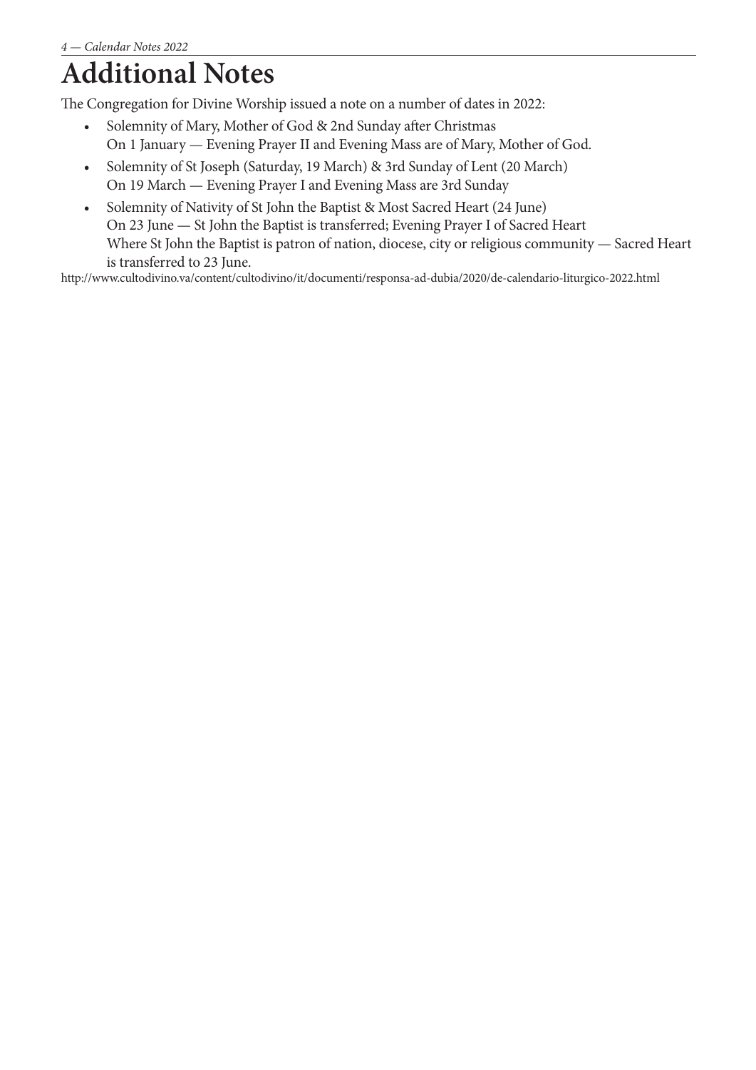# Additional Notes

The Congregation for Divine Worship issued a note on a number of dates in 2022:

- Solemnity of Mary, Mother of God & 2nd Sunday after Christmas
  On 1 January — Evening Prayer II and Evening Mass are of Mary, Mother of God.
- Solemnity of St Joseph (Saturday, 19 March) & 3rd Sunday of Lent (20 March)
  On 19 March — Evening Prayer I and Evening Mass are 3rd Sunday
- Solemnity of Nativity of St John the Baptist & Most Sacred Heart (24 June)
  On 23 June — St John the Baptist is transferred; Evening Prayer I of Sacred Heart
  Where St John the Baptist is patron of nation, diocese, city or religious community — Sacred Heart is transferred to 23 June.

http://www.cultodivino.va/content/cultodivino/it/documenti/responsa-ad-dubia/2020/de-calendario-liturgico-2022.html